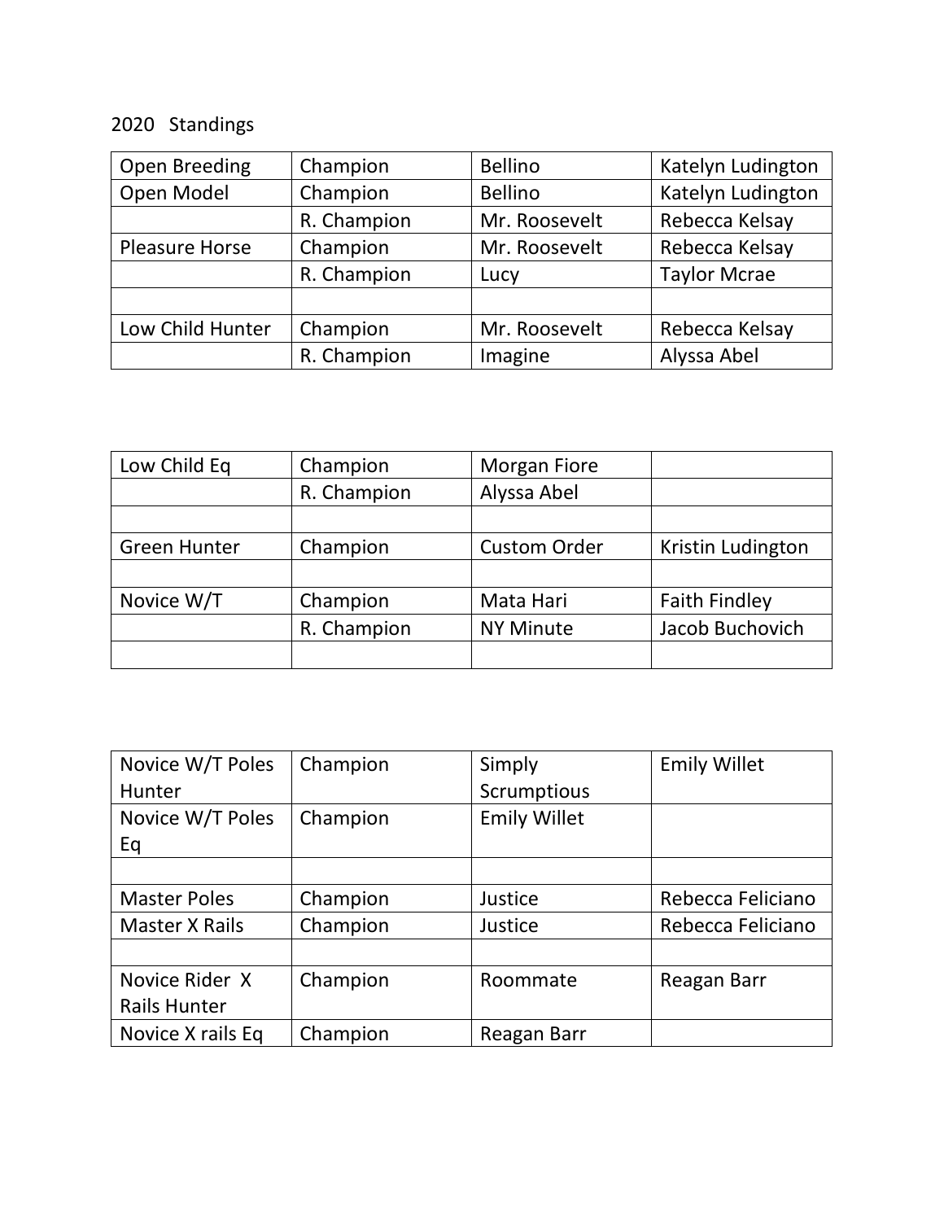2020 Standings

| | | | |
|---|---|---|---|
| Open Breeding | Champion | Bellino | Katelyn Ludington |
| Open Model | Champion | Bellino | Katelyn Ludington |
| | R. Champion | Mr. Roosevelt | Rebecca Kelsay |
| Pleasure Horse | Champion | Mr. Roosevelt | Rebecca Kelsay |
| | R. Champion | Lucy | Taylor Mcrae |
| | | | |
| Low Child Hunter | Champion | Mr. Roosevelt | Rebecca Kelsay |
| | R. Champion | Imagine | Alyssa Abel |

| | | | |
|---|---|---|---|
| Low Child Eq | Champion | Morgan Fiore | |
| | R. Champion | Alyssa Abel | |
| | | | |
| Green Hunter | Champion | Custom Order | Kristin Ludington |
| | | | |
| Novice W/T | Champion | Mata Hari | Faith Findley |
| | R. Champion | NY Minute | Jacob Buchovich |
| | | | |

| | | | |
|---|---|---|---|
| Novice W/T Poles Hunter | Champion | Simply Scrumptious | Emily Willet |
| Novice W/T Poles Eq | Champion | Emily Willet | |
| | | | |
| Master Poles | Champion | Justice | Rebecca Feliciano |
| Master X Rails | Champion | Justice | Rebecca Feliciano |
| | | | |
| Novice Rider X Rails Hunter | Champion | Roommate | Reagan Barr |
| Novice X rails Eq | Champion | Reagan Barr | |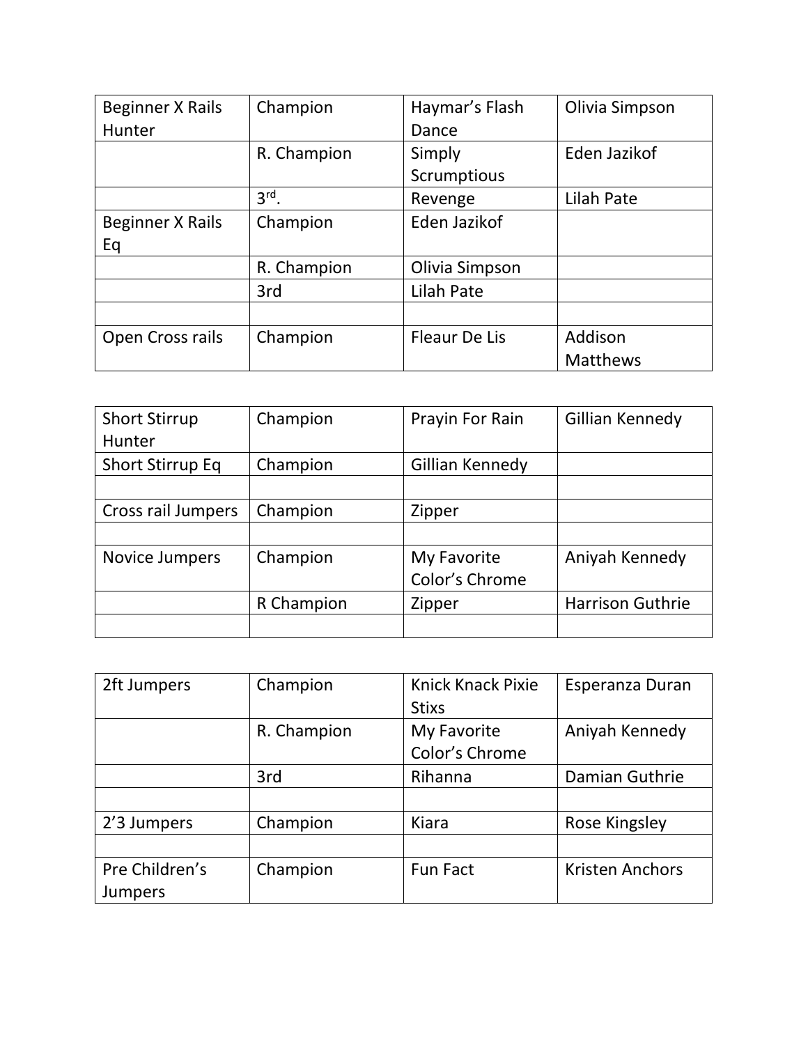| Beginner X Rails Hunter | Champion | Haymar's Flash Dance | Olivia Simpson |
|---|---|---|---|
| | R. Champion | Simply Scrumptious | Eden Jazikof |
| | 3rd. | Revenge | Lilah Pate |
| Beginner X Rails Eq | Champion | Eden Jazikof | |
| | R. Champion | Olivia Simpson | |
| | 3rd | Lilah Pate | |
| | | | |
| Open Cross rails | Champion | Fleaur De Lis | Addison Matthews |

| Short Stirrup Hunter | Champion | Prayin For Rain | Gillian Kennedy |
|---|---|---|---|
| Short Stirrup Eq | Champion | Gillian Kennedy | |
| | | | |
| Cross rail Jumpers | Champion | Zipper | |
| | | | |
| Novice Jumpers | Champion | My Favorite Color's Chrome | Aniyah Kennedy |
| | R Champion | Zipper | Harrison Guthrie |
| | | | |

| 2ft Jumpers | Champion | Knick Knack Pixie Stixs | Esperanza Duran |
|---|---|---|---|
| | R. Champion | My Favorite Color's Chrome | Aniyah Kennedy |
| | 3rd | Rihanna | Damian Guthrie |
| | | | |
| 2'3 Jumpers | Champion | Kiara | Rose Kingsley |
| | | | |
| Pre Children's Jumpers | Champion | Fun Fact | Kristen Anchors |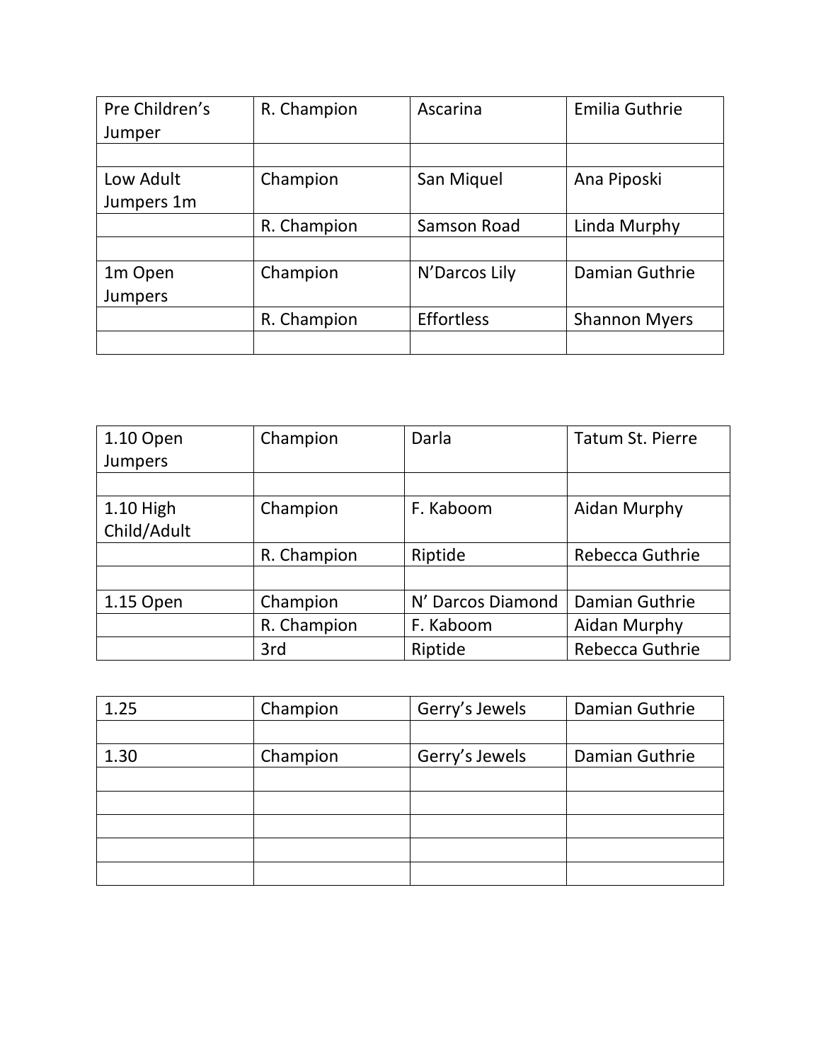| | | | |
|---|---|---|---|
| Pre Children's Jumper | R. Champion | Ascarina | Emilia Guthrie |
| | | | |
| Low Adult Jumpers 1m | Champion | San Miquel | Ana Piposki |
| | R. Champion | Samson Road | Linda Murphy |
| | | | |
| 1m Open Jumpers | Champion | N'Darcos Lily | Damian Guthrie |
| | R. Champion | Effortless | Shannon Myers |
| | | | |

| | | | |
|---|---|---|---|
| 1.10 Open Jumpers | Champion | Darla | Tatum St. Pierre |
| | | | |
| 1.10 High Child/Adult | Champion | F. Kaboom | Aidan Murphy |
| | R. Champion | Riptide | Rebecca Guthrie |
| | | | |
| 1.15 Open | Champion | N' Darcos Diamond | Damian Guthrie |
| | R. Champion | F. Kaboom | Aidan Murphy |
| | 3rd | Riptide | Rebecca Guthrie |

| | | | |
|---|---|---|---|
| 1.25 | Champion | Gerry's Jewels | Damian Guthrie |
| | | | |
| 1.30 | Champion | Gerry's Jewels | Damian Guthrie |
| | | | |
| | | | |
| | | | |
| | | | |
| | | | |